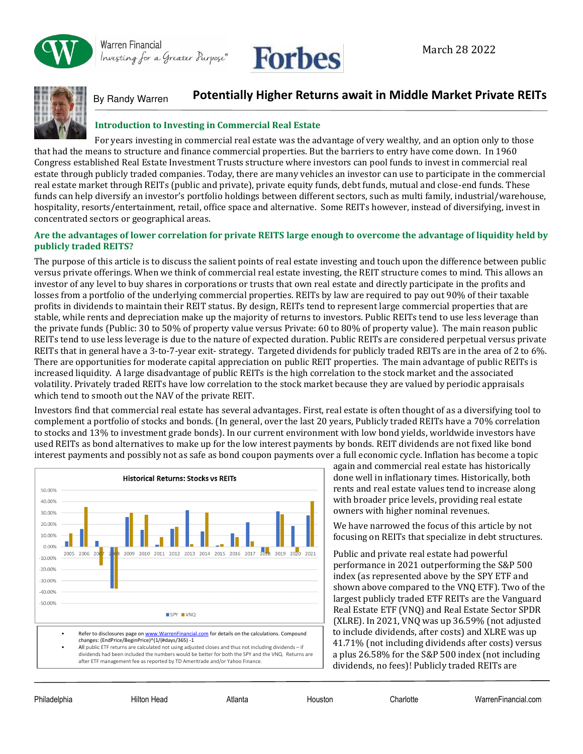Warren Financial
Investing for a Greater Purpose®

Forbes

March 28 2022

By Randy Warren

# Potentially Higher Returns await in Middle Market Private REITs

## Introduction to Investing in Commercial Real Estate

For years investing in commercial real estate was the advantage of very wealthy, and an option only to those that had the means to structure and finance commercial properties. But the barriers to entry have come down. In 1960 Congress established Real Estate Investment Trusts structure where investors can pool funds to invest in commercial real estate through publicly traded companies. Today, there are many vehicles an investor can use to participate in the commercial real estate market through REITs (public and private), private equity funds, debt funds, mutual and close-end funds. These funds can help diversify an investor's portfolio holdings between different sectors, such as multi family, industrial/warehouse, hospitality, resorts/entertainment, retail, office space and alternative. Some REITs however, instead of diversifying, invest in concentrated sectors or geographical areas.

## Are the advantages of lower correlation for private REITS large enough to overcome the advantage of liquidity held by publicly traded REITS?

The purpose of this article is to discuss the salient points of real estate investing and touch upon the difference between public versus private offerings. When we think of commercial real estate investing, the REIT structure comes to mind. This allows an investor of any level to buy shares in corporations or trusts that own real estate and directly participate in the profits and losses from a portfolio of the underlying commercial properties. REITs by law are required to pay out 90% of their taxable profits in dividends to maintain their REIT status. By design, REITs tend to represent large commercial properties that are stable, while rents and depreciation make up the majority of returns to investors. Public REITs tend to use less leverage than the private funds (Public: 30 to 50% of property value versus Private: 60 to 80% of property value). The main reason public REITs tend to use less leverage is due to the nature of expected duration. Public REITs are considered perpetual versus private REITs that in general have a 3-to-7-year exit- strategy. Targeted dividends for publicly traded REITs are in the area of 2 to 6%. There are opportunities for moderate capital appreciation on public REIT properties. The main advantage of public REITs is increased liquidity. A large disadvantage of public REITs is the high correlation to the stock market and the associated volatility. Privately traded REITs have low correlation to the stock market because they are valued by periodic appraisals which tend to smooth out the NAV of the private REIT.

Investors find that commercial real estate has several advantages. First, real estate is often thought of as a diversifying tool to complement a portfolio of stocks and bonds. (In general, over the last 20 years, Publicly traded REITs have a 70% correlation to stocks and 13% to investment grade bonds). In our current environment with low bond yields, worldwide investors have used REITs as bond alternatives to make up for the low interest payments by bonds. REIT dividends are not fixed like bond interest payments and possibly not as safe as bond coupon payments over a full economic cycle. Inflation has become a topic again and commercial real estate has historically done well in inflationary times. Historically, both rents and real estate values tend to increase along with broader price levels, providing real estate owners with higher nominal revenues.

Historical Returns: Stocks vs REITs

50.00%
40.00%
30.00%
20.00%
10.00%
0.00%
-10.00%
-20.00%
-30.00%
-40.00%
-50.00%

2005 2006 2007 2008 2009 2010 2011 2012 2013 2014 2015 2016 2017 2018 2019 2020 2021

SPY VNQ

- Refer to disclosures page on www.WarrenFinancial.com for details on the calculations. Compound changes: (EndPrice/BeginPrice)^(1/(#days/365) -1
- All public ETF returns are calculated not using adjusted closes and thus not including dividends – if dividends had been included the numbers would be better for both the SPY and the VNQ. Returns are after ETF management fee as reported by TD Ameritrade and/or Yahoo Finance.

We have narrowed the focus of this article by not focusing on REITs that specialize in debt structures.

Public and private real estate had powerful performance in 2021 outperforming the S&P 500 index (as represented above by the SPY ETF and shown above compared to the VNQ ETF). Two of the largest publicly traded ETF REITs are the Vanguard Real Estate ETF (VNQ) and Real Estate Sector SPDR (XLRE). In 2021, VNQ was up 36.59% (not adjusted to include dividends, after costs) and XLRE was up 41.71% (not including dividends after costs) versus a plus 26.58% for the S&P 500 index (not including dividends, no fees)! Publicly traded REITs are

Philadelphia Hilton Head Atlanta Houston Charlotte WarrenFinancial.com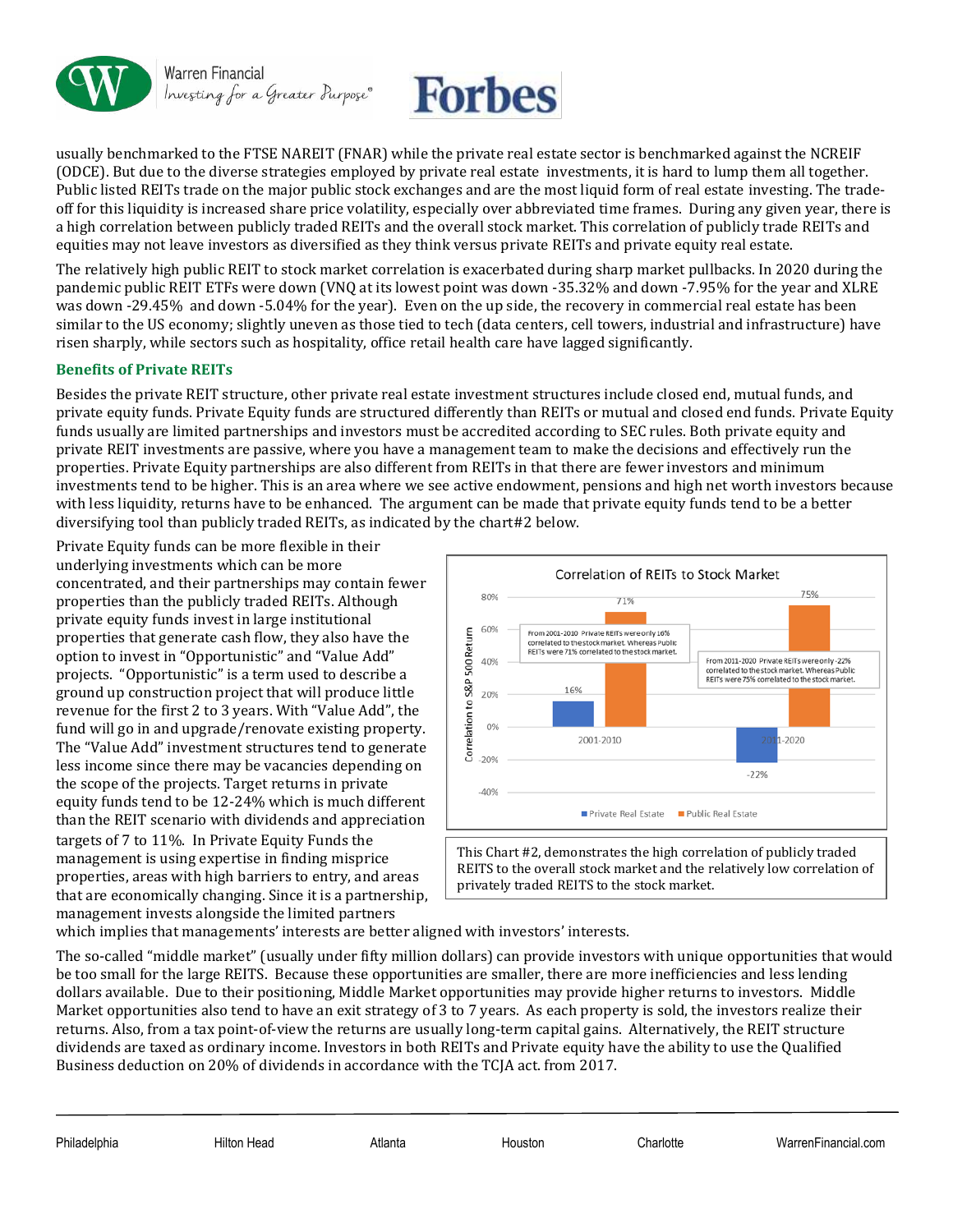usually benchmarked to the FTSE NAREIT (FNAR) while the private real estate sector is benchmarked against the NCREIF (ODCE). But due to the diverse strategies employed by private real estate investments, it is hard to lump them all together. Public listed REITs trade on the major public stock exchanges and are the most liquid form of real estate investing. The trade-off for this liquidity is increased share price volatility, especially over abbreviated time frames. During any given year, there is a high correlation between publicly traded REITs and the overall stock market. This correlation of publicly trade REITs and equities may not leave investors as diversified as they think versus private REITs and private equity real estate.

The relatively high public REIT to stock market correlation is exacerbated during sharp market pullbacks. In 2020 during the pandemic public REIT ETFs were down (VNQ at its lowest point was down -35.32% and down -7.95% for the year and XLRE was down -29.45% and down -5.04% for the year). Even on the up side, the recovery in commercial real estate has been similar to the US economy; slightly uneven as those tied to tech (data centers, cell towers, industrial and infrastructure) have risen sharply, while sectors such as hospitality, office retail health care have lagged significantly.

### Benefits of Private REITs

Besides the private REIT structure, other private real estate investment structures include closed end, mutual funds, and private equity funds. Private Equity funds are structured differently than REITs or mutual and closed end funds. Private Equity funds usually are limited partnerships and investors must be accredited according to SEC rules. Both private equity and private REIT investments are passive, where you have a management team to make the decisions and effectively run the properties. Private Equity partnerships are also different from REITs in that there are fewer investors and minimum investments tend to be higher. This is an area where we see active endowment, pensions and high net worth investors because with less liquidity, returns have to be enhanced. The argument can be made that private equity funds tend to be a better diversifying tool than publicly traded REITs, as indicated by the chart#2 below.

Private Equity funds can be more flexible in their underlying investments which can be more concentrated, and their partnerships may contain fewer properties than the publicly traded REITs. Although private equity funds invest in large institutional properties that generate cash flow, they also have the option to invest in "Opportunistic" and "Value Add" projects. "Opportunistic" is a term used to describe a ground up construction project that will produce little revenue for the first 2 to 3 years. With "Value Add", the fund will go in and upgrade/renovate existing property. The "Value Add" investment structures tend to generate less income since there may be vacancies depending on the scope of the projects. Target returns in private equity funds tend to be 12-24% which is much different than the REIT scenario with dividends and appreciation targets of 7 to 11%. In Private Equity Funds the management is using expertise in finding misprice properties, areas with high barriers to entry, and areas that are economically changing. Since it is a partnership, management invests alongside the limited partners which implies that managements' interests are better aligned with investors' interests.

Correlation of REITs to Stock Market

Correlation to S&P 500 Return

80%
60%
40%
20%
0%
-20%
-40%

71%
16%
75%
-22%

From 2001-2010 Private REITs were only 16% correlated to the stock market. Whereas Public REITs were 71% correlated to the stock market.

From 2011-2020 Private REITs were only -22% correlated to the stock market. Whereas Public REITs were 75% correlated to the stock market.

2001-2010
2011-2020

Private Real Estate
Public Real Estate

This Chart #2, demonstrates the high correlation of publicly traded REITS to the overall stock market and the relatively low correlation of privately traded REITS to the stock market.

The so-called "middle market" (usually under fifty million dollars) can provide investors with unique opportunities that would be too small for the large REITS. Because these opportunities are smaller, there are more inefficiencies and less lending dollars available. Due to their positioning, Middle Market opportunities may provide higher returns to investors. Middle Market opportunities also tend to have an exit strategy of 3 to 7 years. As each property is sold, the investors realize their returns. Also, from a tax point-of-view the returns are usually long-term capital gains. Alternatively, the REIT structure dividends are taxed as ordinary income. Investors in both REITs and Private equity have the ability to use the Qualified Business deduction on 20% of dividends in accordance with the TCJA act. from 2017.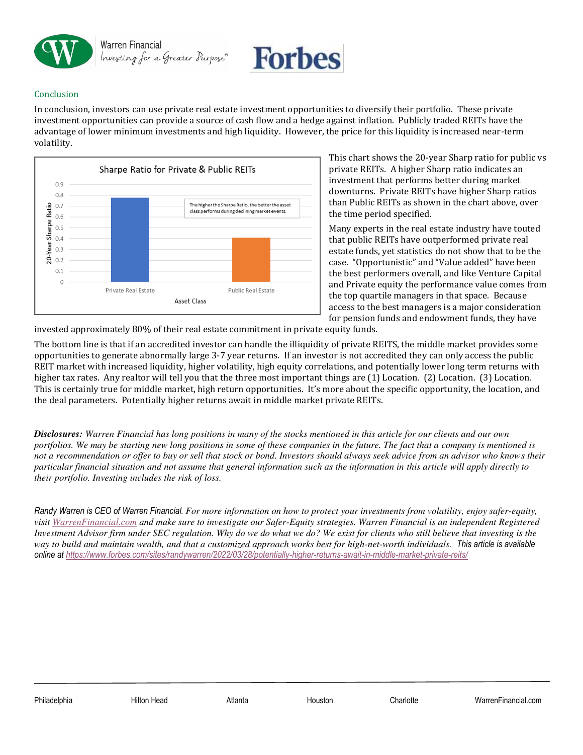## Conclusion

In conclusion, investors can use private real estate investment opportunities to diversify their portfolio. These private investment opportunities can provide a source of cash flow and a hedge against inflation. Publicly traded REITs have the advantage of lower minimum investments and high liquidity. However, the price for this liquidity is increased near-term volatility.

Sharpe Ratio for Private & Public REITs

20-Year Sharpe Ratio

0.9
0.8
0.7
0.6
0.5
0.4
0.3
0.2
0.1
0

The higher the Sharpe Ratio, the better the asset class performs during declining market events.

Private Real Estate

Public Real Estate

Asset Class

This chart shows the 20-year Sharp ratio for public vs private REITs. A higher Sharp ratio indicates an investment that performs better during market downturns. Private REITs have higher Sharp ratios than Public REITs as shown in the chart above, over the time period specified.

Many experts in the real estate industry have touted that public REITs have outperformed private real estate funds, yet statistics do not show that to be the case. "Opportunistic" and "Value added" have been the best performers overall, and like Venture Capital and Private equity the performance value comes from the top quartile managers in that space. Because access to the best managers is a major consideration for pension funds and endowment funds, they have invested approximately 80% of their real estate commitment in private equity funds.

The bottom line is that if an accredited investor can handle the illiquidity of private REITS, the middle market provides some opportunities to generate abnormally large 3-7 year returns. If an investor is not accredited they can only access the public REIT market with increased liquidity, higher volatility, high equity correlations, and potentially lower long term returns with higher tax rates. Any realtor will tell you that the three most important things are (1) Location. (2) Location. (3) Location. This is certainly true for middle market, high return opportunities. It's more about the specific opportunity, the location, and the deal parameters. Potentially higher returns await in middle market private REITs.

***Disclosures:*** *Warren Financial has long positions in many of the stocks mentioned in this article for our clients and our own portfolios. We may be starting new long positions in some of these companies in the future. The fact that a company is mentioned is not a recommendation or offer to buy or sell that stock or bond. Investors should always seek advice from an advisor who knows their particular financial situation and not assume that general information such as the information in this article will apply directly to their portfolio. Investing includes the risk of loss.*

*Randy Warren is CEO of Warren Financial. For more information on how to protect your investments from volatility, enjoy safer-equity, visit [WarrenFinancial.com](WarrenFinancial.com) and make sure to investigate our Safer-Equity strategies. Warren Financial is an independent Registered Investment Advisor firm under SEC regulation. Why do we do what we do? We exist for clients who still believe that investing is the way to build and maintain wealth, and that a customized approach works best for high-net-worth individuals. This article is available online at [https://www.forbes.com/sites/randywarren/2022/03/28/potentially-higher-returns-await-in-middle-market-private-reits/](https://www.forbes.com/sites/randywarren/2022/03/28/potentially-higher-returns-await-in-middle-market-private-reits/)*